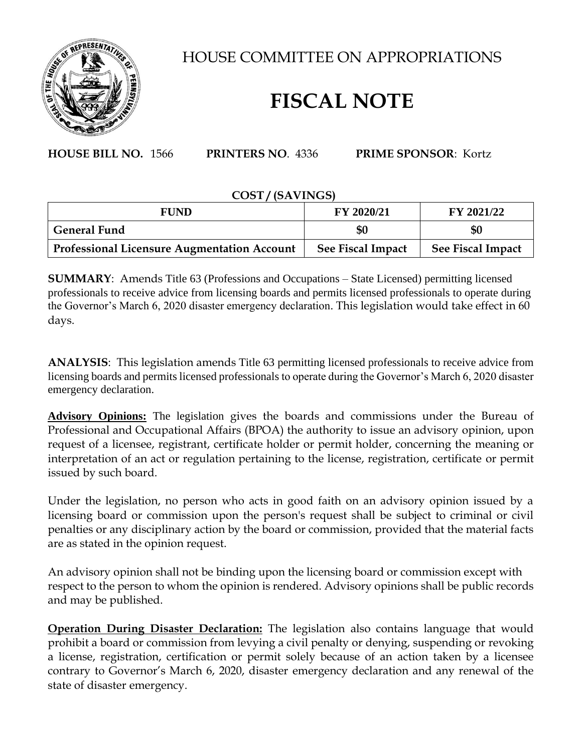# HOUSE COMMITTEE ON APPROPRIATIONS

# FISCAL NOTE

**HOUSE BILL NO.** 1566 **PRINTERS NO**. 4336 **PRIME SPONSOR**: Kortz

**COST / (SAVINGS)**

| FUND | FY 2020/21 | FY 2021/22 |
|---|---|---|
| **General Fund** | **$0** | **$0** |
| **Professional Licensure Augmentation Account** | **See Fiscal Impact** | **See Fiscal Impact** |

**SUMMARY**: Amends Title 63 (Professions and Occupations – State Licensed) permitting licensed professionals to receive advice from licensing boards and permits licensed professionals to operate during the Governor's March 6, 2020 disaster emergency declaration. This legislation would take effect in 60 days.

**ANALYSIS**: This legislation amends Title 63 permitting licensed professionals to receive advice from licensing boards and permits licensed professionals to operate during the Governor's March 6, 2020 disaster emergency declaration.

**Advisory Opinions:** The legislation gives the boards and commissions under the Bureau of Professional and Occupational Affairs (BPOA) the authority to issue an advisory opinion, upon request of a licensee, registrant, certificate holder or permit holder, concerning the meaning or interpretation of an act or regulation pertaining to the license, registration, certificate or permit issued by such board.

Under the legislation, no person who acts in good faith on an advisory opinion issued by a licensing board or commission upon the person's request shall be subject to criminal or civil penalties or any disciplinary action by the board or commission, provided that the material facts are as stated in the opinion request.

An advisory opinion shall not be binding upon the licensing board or commission except with respect to the person to whom the opinion is rendered. Advisory opinions shall be public records and may be published.

**Operation During Disaster Declaration:** The legislation also contains language that would prohibit a board or commission from levying a civil penalty or denying, suspending or revoking a license, registration, certification or permit solely because of an action taken by a licensee contrary to Governor's March 6, 2020, disaster emergency declaration and any renewal of the state of disaster emergency.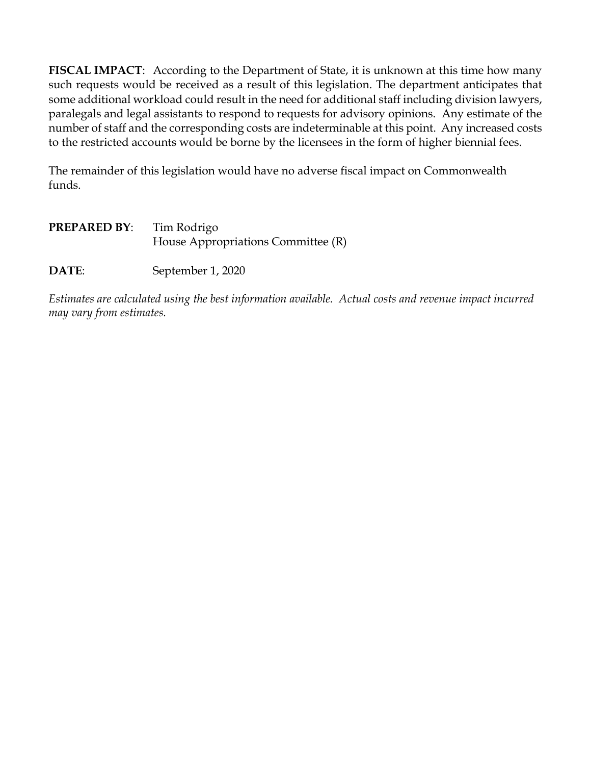**FISCAL IMPACT**: According to the Department of State, it is unknown at this time how many such requests would be received as a result of this legislation. The department anticipates that some additional workload could result in the need for additional staff including division lawyers, paralegals and legal assistants to respond to requests for advisory opinions. Any estimate of the number of staff and the corresponding costs are indeterminable at this point. Any increased costs to the restricted accounts would be borne by the licensees in the form of higher biennial fees.

The remainder of this legislation would have no adverse fiscal impact on Commonwealth funds.

**PREPARED BY**: Tim Rodrigo
House Appropriations Committee (R)

**DATE**: September 1, 2020

*Estimates are calculated using the best information available. Actual costs and revenue impact incurred may vary from estimates.*